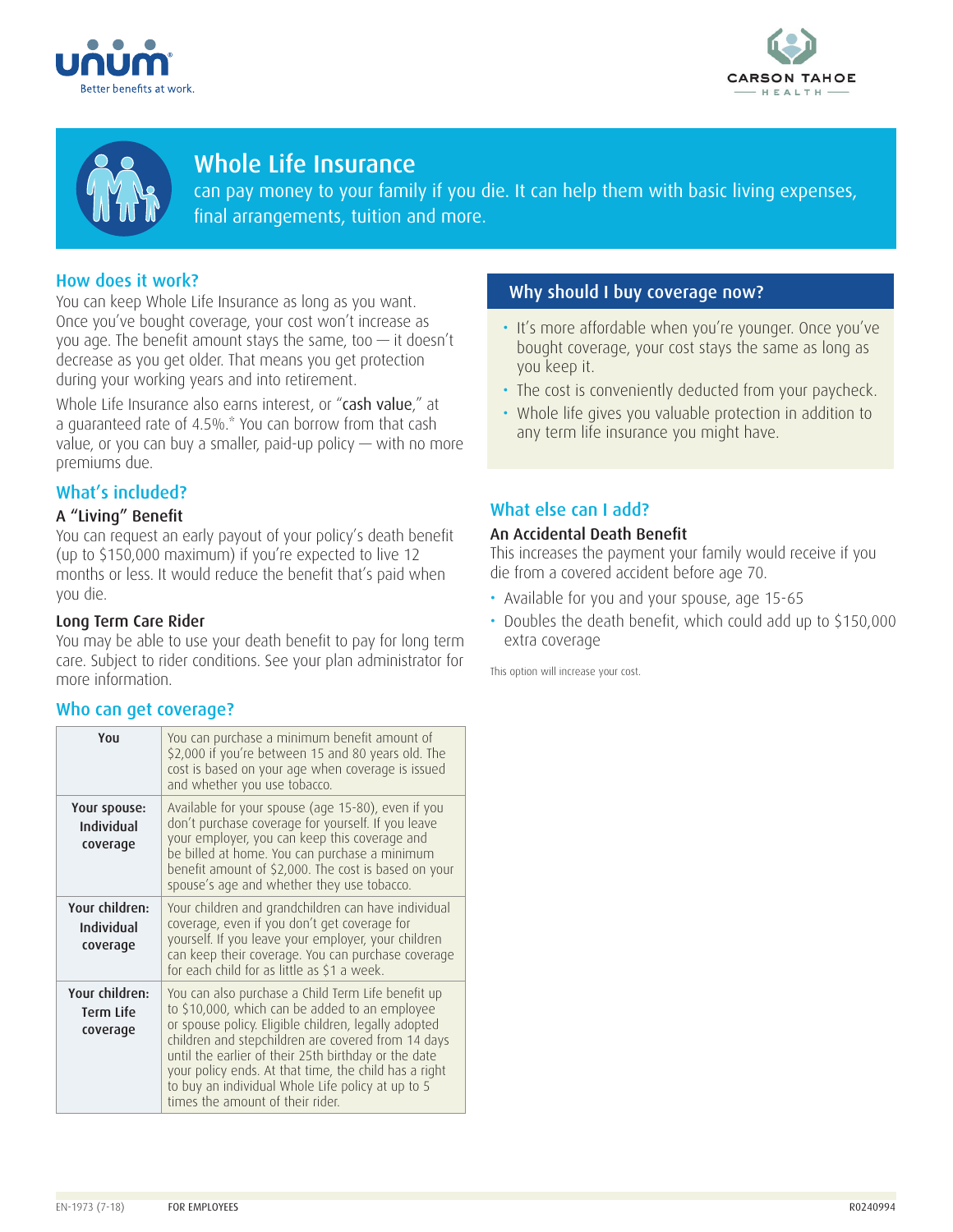# Whole Life Insurance

can pay money to your family if you die. It can help them with basic living expenses, final arrangements, tuition and more.

## How does it work?

You can keep Whole Life Insurance as long as you want. Once you've bought coverage, your cost won't increase as you age. The benefit amount stays the same, too — it doesn't decrease as you get older. That means you get protection during your working years and into retirement.

Whole Life Insurance also earns interest, or "cash value," at a guaranteed rate of 4.5%.* You can borrow from that cash value, or you can buy a smaller, paid-up policy — with no more premiums due.

## What's included?

### A "Living" Benefit

You can request an early payout of your policy's death benefit (up to $150,000 maximum) if you're expected to live 12 months or less. It would reduce the benefit that's paid when you die.

### Long Term Care Rider

You may be able to use your death benefit to pay for long term care. Subject to rider conditions. See your plan administrator for more information.

## Who can get coverage?

| | |
|---|---|
| **You** | You can purchase a minimum benefit amount of $2,000 if you're between 15 and 80 years old. The cost is based on your age when coverage is issued and whether you use tobacco. |
| **Your spouse: Individual coverage** | Available for your spouse (age 15-80), even if you don't purchase coverage for yourself. If you leave your employer, you can keep this coverage and be billed at home. You can purchase a minimum benefit amount of $2,000. The cost is based on your spouse's age and whether they use tobacco. |
| **Your children: Individual coverage** | Your children and grandchildren can have individual coverage, even if you don't get coverage for yourself. If you leave your employer, your children can keep their coverage. You can purchase coverage for each child for as little as $1 a week. |
| **Your children: Term Life coverage** | You can also purchase a Child Term Life benefit up to $10,000, which can be added to an employee or spouse policy. Eligible children, legally adopted children and stepchildren are covered from 14 days until the earlier of their 25th birthday or the date your policy ends. At that time, the child has a right to buy an individual Whole Life policy at up to 5 times the amount of their rider. |

## Why should I buy coverage now?

- It's more affordable when you're younger. Once you've bought coverage, your cost stays the same as long as you keep it.
- The cost is conveniently deducted from your paycheck.
- Whole life gives you valuable protection in addition to any term life insurance you might have.

## What else can I add?

### An Accidental Death Benefit

This increases the payment your family would receive if you die from a covered accident before age 70.

- Available for you and your spouse, age 15-65
- Doubles the death benefit, which could add up to $150,000 extra coverage

This option will increase your cost.

EN-1973 (7-18) FOR EMPLOYEES R0240994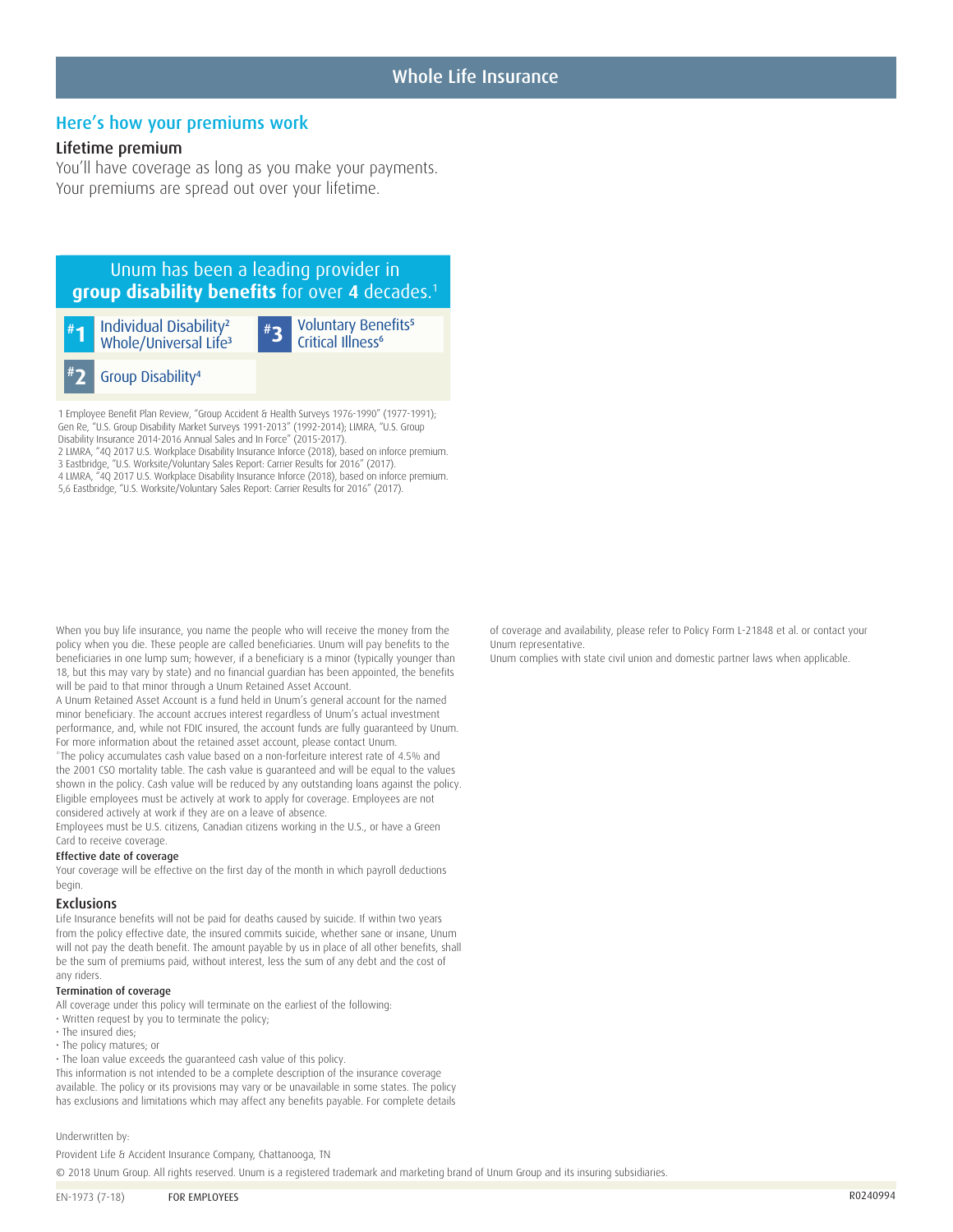# Whole Life Insurance

## Here's how your premiums work

### Lifetime premium

You'll have coverage as long as you make your payments. Your premiums are spread out over your lifetime.

Unum has been a leading provider in **group disability benefits** for over **4** decades.[1]

| | | | |
|---|---|---|---|
| #1 | Individual Disability[2] Whole/Universal Life[3] | #3 | Voluntary Benefits[5] Critical Illness[6] |
| #2 | Group Disability[4] | | |

1 Employee Benefit Plan Review, "Group Accident & Health Surveys 1976-1990" (1977-1991); Gen Re, "U.S. Group Disability Market Surveys 1991-2013" (1992-2014); LIMRA, "U.S. Group Disability Insurance 2014-2016 Annual Sales and In Force" (2015-2017).
2 LIMRA, "4Q 2017 U.S. Workplace Disability Insurance Inforce (2018), based on inforce premium.
3 Eastbridge, "U.S. Worksite/Voluntary Sales Report: Carrier Results for 2016" (2017).
4 LIMRA, "4Q 2017 U.S. Workplace Disability Insurance Inforce (2018), based on inforce premium.
5,6 Eastbridge, "U.S. Worksite/Voluntary Sales Report: Carrier Results for 2016" (2017).

When you buy life insurance, you name the people who will receive the money from the policy when you die. These people are called beneficiaries. Unum will pay benefits to the beneficiaries in one lump sum; however, if a beneficiary is a minor (typically younger than 18, but this may vary by state) and no financial guardian has been appointed, the benefits will be paid to that minor through a Unum Retained Asset Account.

A Unum Retained Asset Account is a fund held in Unum's general account for the named minor beneficiary. The account accrues interest regardless of Unum's actual investment performance, and, while not FDIC insured, the account funds are fully guaranteed by Unum. For more information about the retained asset account, please contact Unum.

*The policy accumulates cash value based on a non-forfeiture interest rate of 4.5% and the 2001 CSO mortality table. The cash value is guaranteed and will be equal to the values shown in the policy. Cash value will be reduced by any outstanding loans against the policy.

Eligible employees must be actively at work to apply for coverage. Employees are not considered actively at work if they are on a leave of absence.

Employees must be U.S. citizens, Canadian citizens working in the U.S., or have a Green Card to receive coverage.

#### Effective date of coverage

Your coverage will be effective on the first day of the month in which payroll deductions begin.

### Exclusions

Life Insurance benefits will not be paid for deaths caused by suicide. If within two years from the policy effective date, the insured commits suicide, whether sane or insane, Unum will not pay the death benefit. The amount payable by us in place of all other benefits, shall be the sum of premiums paid, without interest, less the sum of any debt and the cost of any riders.

#### Termination of coverage

All coverage under this policy will terminate on the earliest of the following:

- Written request by you to terminate the policy;
- The insured dies;
- The policy matures; or
- The loan value exceeds the guaranteed cash value of this policy.

This information is not intended to be a complete description of the insurance coverage available. The policy or its provisions may vary or be unavailable in some states. The policy has exclusions and limitations which may affect any benefits payable. For complete details of coverage and availability, please refer to Policy Form L-21848 et al. or contact your Unum representative.

Unum complies with state civil union and domestic partner laws when applicable.

Underwritten by:

Provident Life & Accident Insurance Company, Chattanooga, TN

© 2018 Unum Group. All rights reserved. Unum is a registered trademark and marketing brand of Unum Group and its insuring subsidiaries.

EN-1973 (7-18) FOR EMPLOYEES R0240994